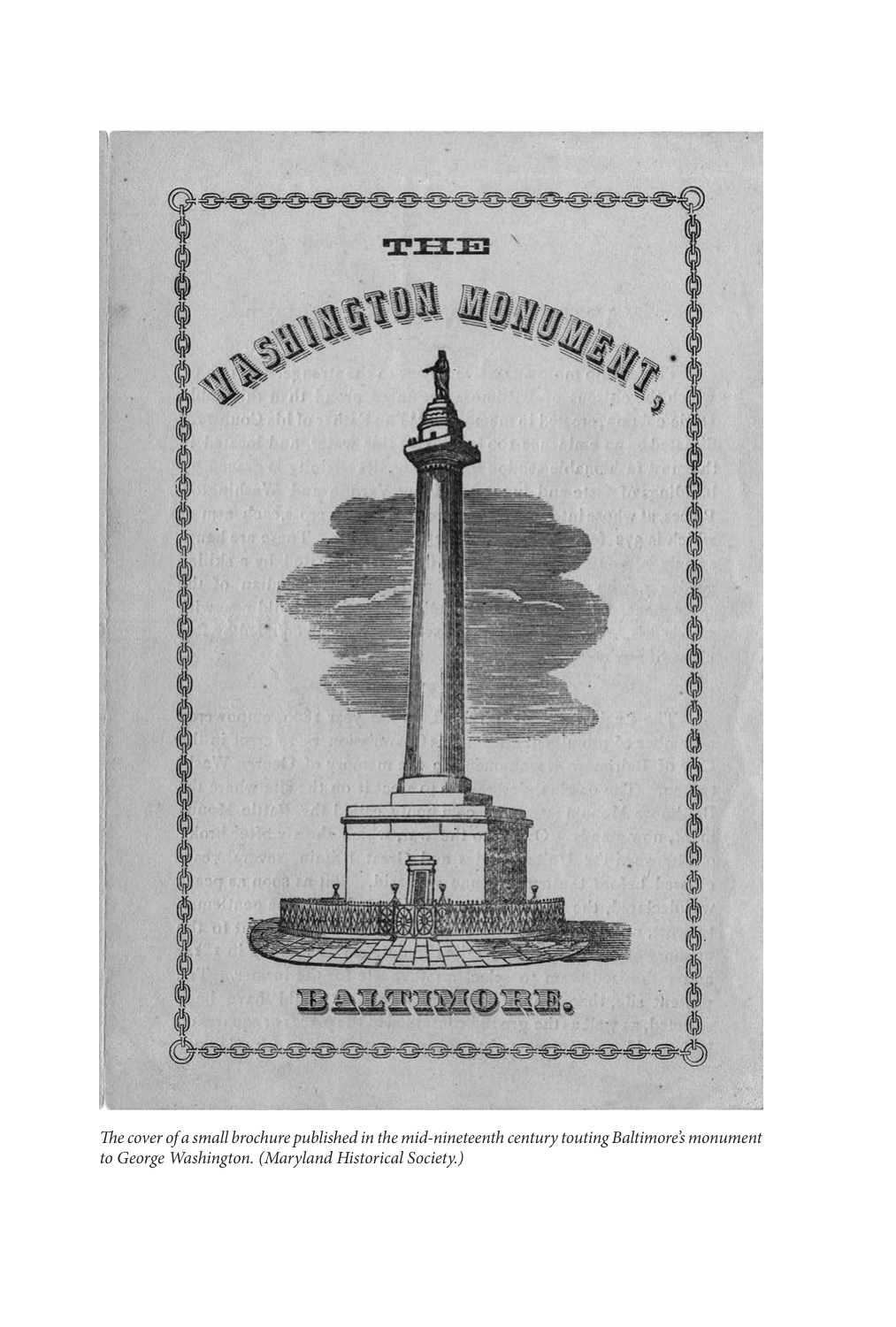THE

WASHINGTON MONUMENT,

BALTIMORE.

*The cover of a small brochure published in the mid-nineteenth century touting Baltimore's monument to George Washington. (Maryland Historical Society.)*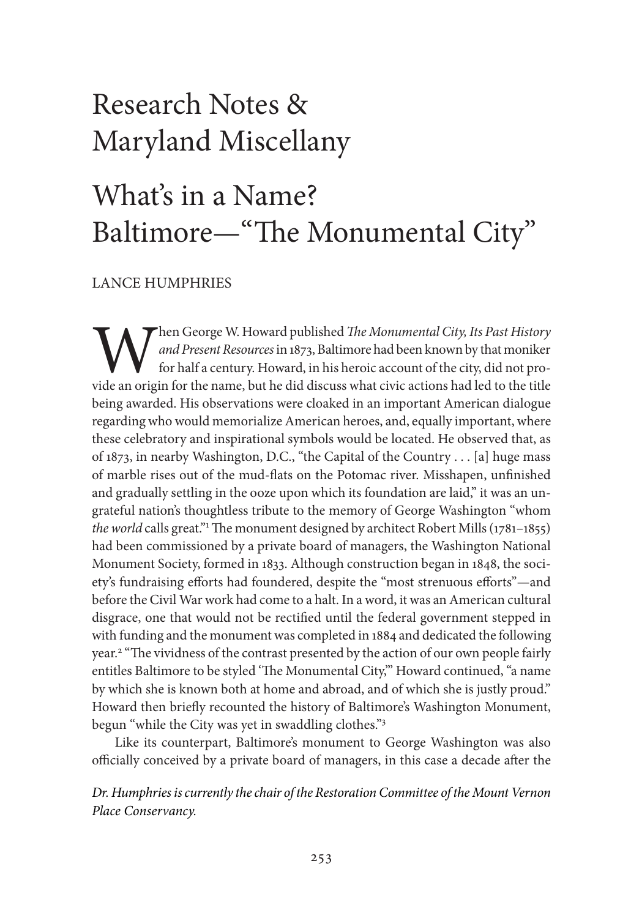# Research Notes & Maryland Miscellany

## What's in a Name? Baltimore—"The Monumental City"

LANCE HUMPHRIES

When George W. Howard published *The Monumental City, Its Past History and Present Resources* in 1873, Baltimore had been known by that moniker for half a century. Howard, in his heroic account of the city, did not provide an origin for the name, but he did discuss what civic actions had led to the title being awarded. His observations were cloaked in an important American dialogue regarding who would memorialize American heroes, and, equally important, where these celebratory and inspirational symbols would be located. He observed that, as of 1873, in nearby Washington, D.C., "the Capital of the Country . . . [a] huge mass of marble rises out of the mud-flats on the Potomac river. Misshapen, unfinished and gradually settling in the ooze upon which its foundation are laid," it was an ungrateful nation's thoughtless tribute to the memory of George Washington "whom *the world* calls great."[1] The monument designed by architect Robert Mills (1781–1855) had been commissioned by a private board of managers, the Washington National Monument Society, formed in 1833. Although construction began in 1848, the society's fundraising efforts had foundered, despite the "most strenuous efforts"—and before the Civil War work had come to a halt. In a word, it was an American cultural disgrace, one that would not be rectified until the federal government stepped in with funding and the monument was completed in 1884 and dedicated the following year.[2] "The vividness of the contrast presented by the action of our own people fairly entitles Baltimore to be styled 'The Monumental City,'" Howard continued, "a name by which she is known both at home and abroad, and of which she is justly proud." Howard then briefly recounted the history of Baltimore's Washington Monument, begun "while the City was yet in swaddling clothes."[3]

Like its counterpart, Baltimore's monument to George Washington was also officially conceived by a private board of managers, in this case a decade after the

*Dr. Humphries is currently the chair of the Restoration Committee of the Mount Vernon Place Conservancy.*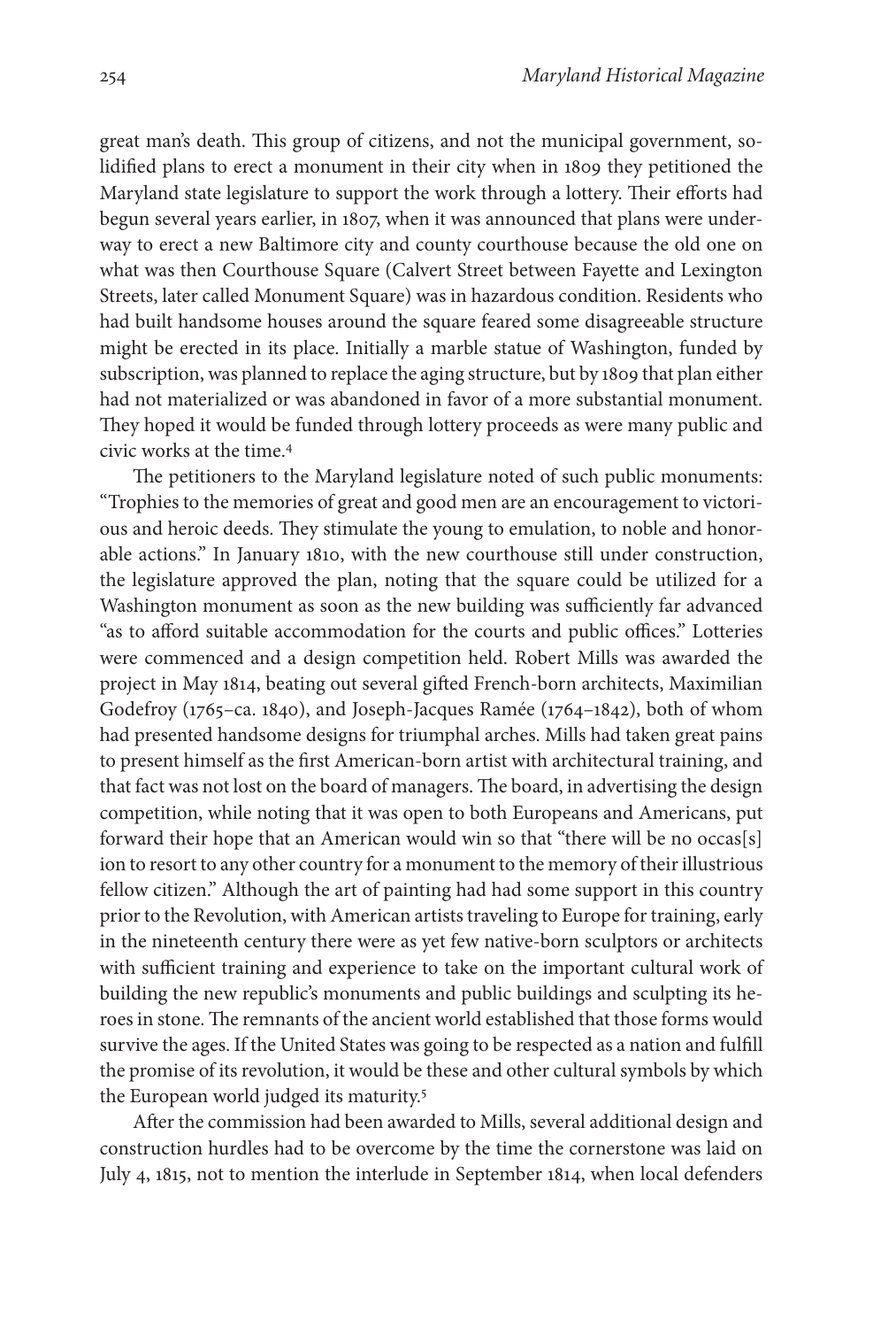great man's death. This group of citizens, and not the municipal government, solidified plans to erect a monument in their city when in 1809 they petitioned the Maryland state legislature to support the work through a lottery. Their efforts had begun several years earlier, in 1807, when it was announced that plans were underway to erect a new Baltimore city and county courthouse because the old one on what was then Courthouse Square (Calvert Street between Fayette and Lexington Streets, later called Monument Square) was in hazardous condition. Residents who had built handsome houses around the square feared some disagreeable structure might be erected in its place. Initially a marble statue of Washington, funded by subscription, was planned to replace the aging structure, but by 1809 that plan either had not materialized or was abandoned in favor of a more substantial monument. They hoped it would be funded through lottery proceeds as were many public and civic works at the time.[4]

The petitioners to the Maryland legislature noted of such public monuments: "Trophies to the memories of great and good men are an encouragement to victorious and heroic deeds. They stimulate the young to emulation, to noble and honorable actions." In January 1810, with the new courthouse still under construction, the legislature approved the plan, noting that the square could be utilized for a Washington monument as soon as the new building was sufficiently far advanced "as to afford suitable accommodation for the courts and public offices." Lotteries were commenced and a design competition held. Robert Mills was awarded the project in May 1814, beating out several gifted French-born architects, Maximilian Godefroy (1765–ca. 1840), and Joseph-Jacques Ramée (1764–1842), both of whom had presented handsome designs for triumphal arches. Mills had taken great pains to present himself as the first American-born artist with architectural training, and that fact was not lost on the board of managers. The board, in advertising the design competition, while noting that it was open to both Europeans and Americans, put forward their hope that an American would win so that "there will be no occas[s]ion to resort to any other country for a monument to the memory of their illustrious fellow citizen." Although the art of painting had had some support in this country prior to the Revolution, with American artists traveling to Europe for training, early in the nineteenth century there were as yet few native-born sculptors or architects with sufficient training and experience to take on the important cultural work of building the new republic's monuments and public buildings and sculpting its heroes in stone. The remnants of the ancient world established that those forms would survive the ages. If the United States was going to be respected as a nation and fulfill the promise of its revolution, it would be these and other cultural symbols by which the European world judged its maturity.[5]

After the commission had been awarded to Mills, several additional design and construction hurdles had to be overcome by the time the cornerstone was laid on July 4, 1815, not to mention the interlude in September 1814, when local defenders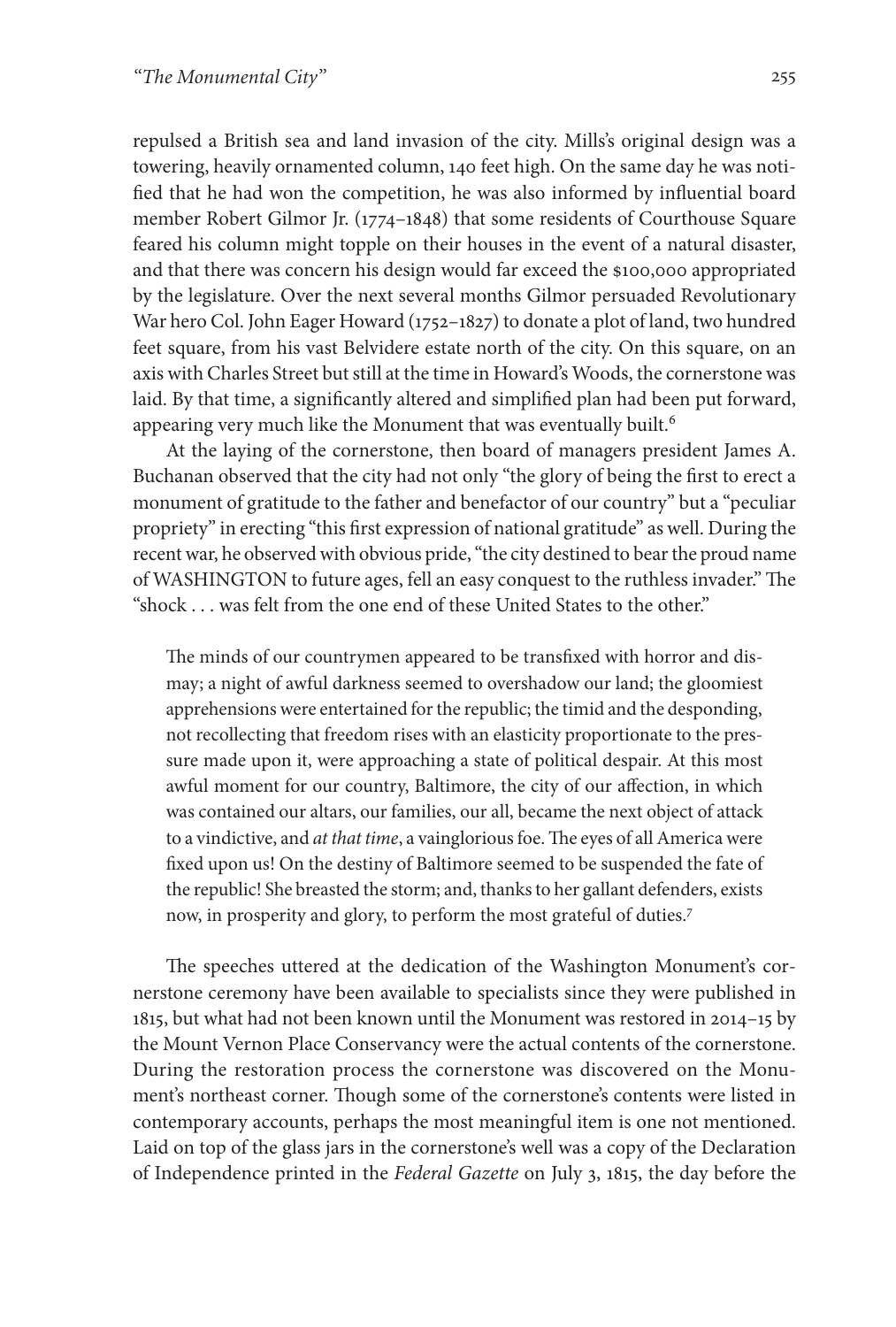repulsed a British sea and land invasion of the city. Mills's original design was a towering, heavily ornamented column, 140 feet high. On the same day he was notified that he had won the competition, he was also informed by influential board member Robert Gilmor Jr. (1774–1848) that some residents of Courthouse Square feared his column might topple on their houses in the event of a natural disaster, and that there was concern his design would far exceed the $100,000 appropriated by the legislature. Over the next several months Gilmor persuaded Revolutionary War hero Col. John Eager Howard (1752–1827) to donate a plot of land, two hundred feet square, from his vast Belvidere estate north of the city. On this square, on an axis with Charles Street but still at the time in Howard's Woods, the cornerstone was laid. By that time, a significantly altered and simplified plan had been put forward, appearing very much like the Monument that was eventually built.[6]

At the laying of the cornerstone, then board of managers president James A. Buchanan observed that the city had not only "the glory of being the first to erect a monument of gratitude to the father and benefactor of our country" but a "peculiar propriety" in erecting "this first expression of national gratitude" as well. During the recent war, he observed with obvious pride, "the city destined to bear the proud name of WASHINGTON to future ages, fell an easy conquest to the ruthless invader." The "shock . . . was felt from the one end of these United States to the other."

> The minds of our countrymen appeared to be transfixed with horror and dismay; a night of awful darkness seemed to overshadow our land; the gloomiest apprehensions were entertained for the republic; the timid and the desponding, not recollecting that freedom rises with an elasticity proportionate to the pressure made upon it, were approaching a state of political despair. At this most awful moment for our country, Baltimore, the city of our affection, in which was contained our altars, our families, our all, became the next object of attack to a vindictive, and *at that time*, a vainglorious foe. The eyes of all America were fixed upon us! On the destiny of Baltimore seemed to be suspended the fate of the republic! She breasted the storm; and, thanks to her gallant defenders, exists now, in prosperity and glory, to perform the most grateful of duties.[7]

The speeches uttered at the dedication of the Washington Monument's cornerstone ceremony have been available to specialists since they were published in 1815, but what had not been known until the Monument was restored in 2014–15 by the Mount Vernon Place Conservancy were the actual contents of the cornerstone. During the restoration process the cornerstone was discovered on the Monument's northeast corner. Though some of the cornerstone's contents were listed in contemporary accounts, perhaps the most meaningful item is one not mentioned. Laid on top of the glass jars in the cornerstone's well was a copy of the Declaration of Independence printed in the *Federal Gazette* on July 3, 1815, the day before the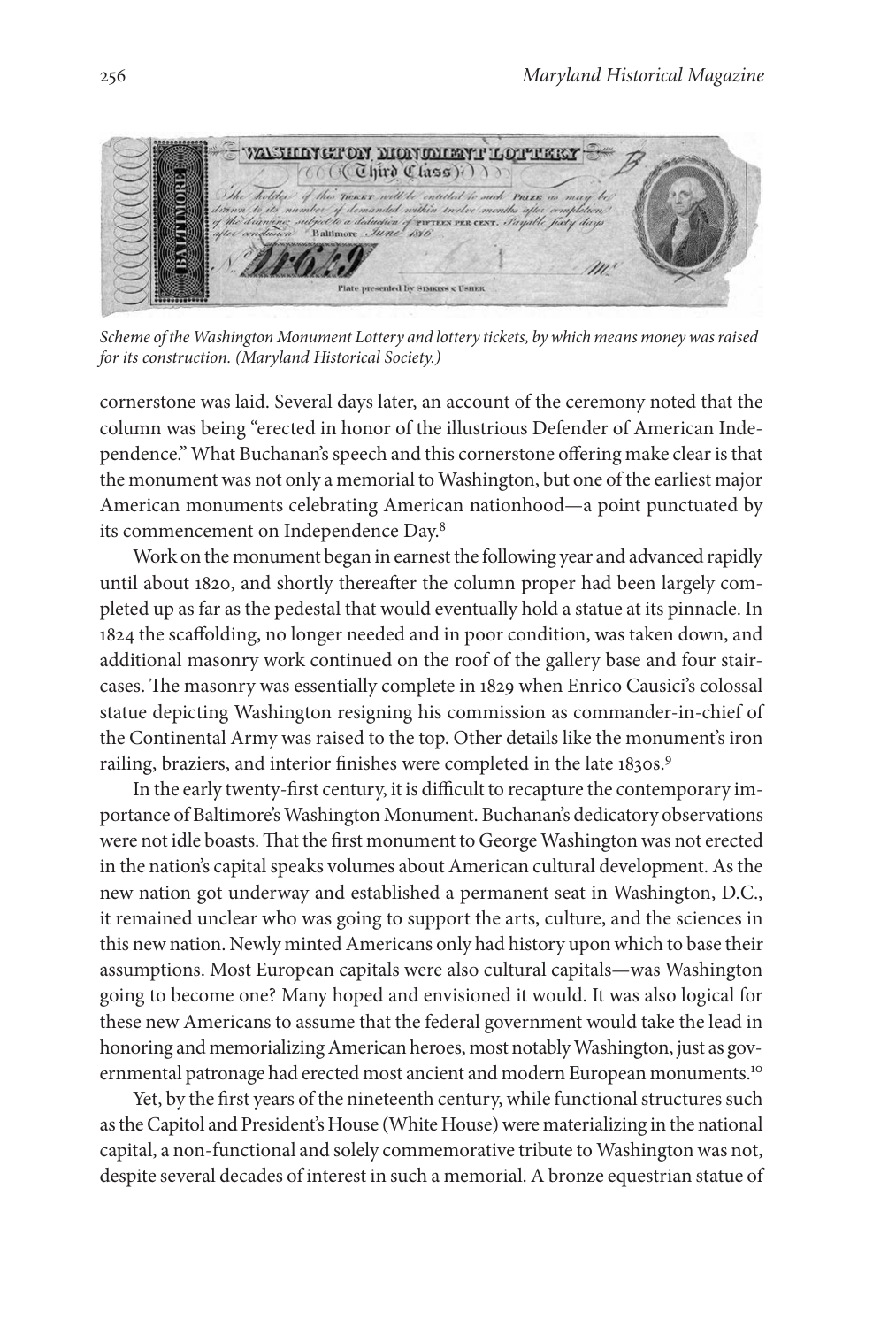*Scheme of the Washington Monument Lottery and lottery tickets, by which means money was raised for its construction. (Maryland Historical Society.)*

cornerstone was laid. Several days later, an account of the ceremony noted that the column was being "erected in honor of the illustrious Defender of American Independence." What Buchanan's speech and this cornerstone offering make clear is that the monument was not only a memorial to Washington, but one of the earliest major American monuments celebrating American nationhood—a point punctuated by its commencement on Independence Day.[8]

Work on the monument began in earnest the following year and advanced rapidly until about 1820, and shortly thereafter the column proper had been largely completed up as far as the pedestal that would eventually hold a statue at its pinnacle. In 1824 the scaffolding, no longer needed and in poor condition, was taken down, and additional masonry work continued on the roof of the gallery base and four staircases. The masonry was essentially complete in 1829 when Enrico Causici's colossal statue depicting Washington resigning his commission as commander-in-chief of the Continental Army was raised to the top. Other details like the monument's iron railing, braziers, and interior finishes were completed in the late 1830s.[9]

In the early twenty-first century, it is difficult to recapture the contemporary importance of Baltimore's Washington Monument. Buchanan's dedicatory observations were not idle boasts. That the first monument to George Washington was not erected in the nation's capital speaks volumes about American cultural development. As the new nation got underway and established a permanent seat in Washington, D.C., it remained unclear who was going to support the arts, culture, and the sciences in this new nation. Newly minted Americans only had history upon which to base their assumptions. Most European capitals were also cultural capitals—was Washington going to become one? Many hoped and envisioned it would. It was also logical for these new Americans to assume that the federal government would take the lead in honoring and memorializing American heroes, most notably Washington, just as governmental patronage had erected most ancient and modern European monuments.[10]

Yet, by the first years of the nineteenth century, while functional structures such as the Capitol and President's House (White House) were materializing in the national capital, a non-functional and solely commemorative tribute to Washington was not, despite several decades of interest in such a memorial. A bronze equestrian statue of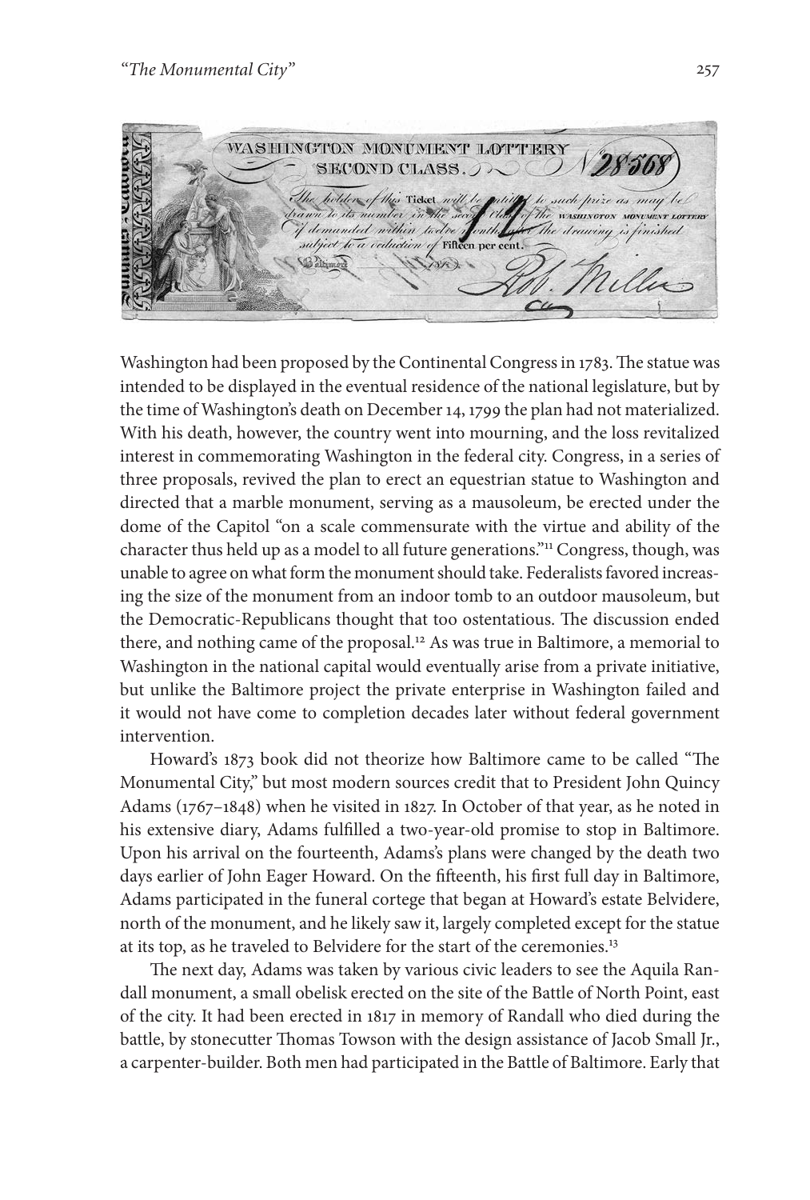Washington had been proposed by the Continental Congress in 1783. The statue was intended to be displayed in the eventual residence of the national legislature, but by the time of Washington's death on December 14, 1799 the plan had not materialized. With his death, however, the country went into mourning, and the loss revitalized interest in commemorating Washington in the federal city. Congress, in a series of three proposals, revived the plan to erect an equestrian statue to Washington and directed that a marble monument, serving as a mausoleum, be erected under the dome of the Capitol "on a scale commensurate with the virtue and ability of the character thus held up as a model to all future generations."[11] Congress, though, was unable to agree on what form the monument should take. Federalists favored increasing the size of the monument from an indoor tomb to an outdoor mausoleum, but the Democratic-Republicans thought that too ostentatious. The discussion ended there, and nothing came of the proposal.[12] As was true in Baltimore, a memorial to Washington in the national capital would eventually arise from a private initiative, but unlike the Baltimore project the private enterprise in Washington failed and it would not have come to completion decades later without federal government intervention.

Howard's 1873 book did not theorize how Baltimore came to be called "The Monumental City," but most modern sources credit that to President John Quincy Adams (1767–1848) when he visited in 1827. In October of that year, as he noted in his extensive diary, Adams fulfilled a two-year-old promise to stop in Baltimore. Upon his arrival on the fourteenth, Adams's plans were changed by the death two days earlier of John Eager Howard. On the fifteenth, his first full day in Baltimore, Adams participated in the funeral cortege that began at Howard's estate Belvidere, north of the monument, and he likely saw it, largely completed except for the statue at its top, as he traveled to Belvidere for the start of the ceremonies.[13]

The next day, Adams was taken by various civic leaders to see the Aquila Randall monument, a small obelisk erected on the site of the Battle of North Point, east of the city. It had been erected in 1817 in memory of Randall who died during the battle, by stonecutter Thomas Towson with the design assistance of Jacob Small Jr., a carpenter-builder. Both men had participated in the Battle of Baltimore. Early that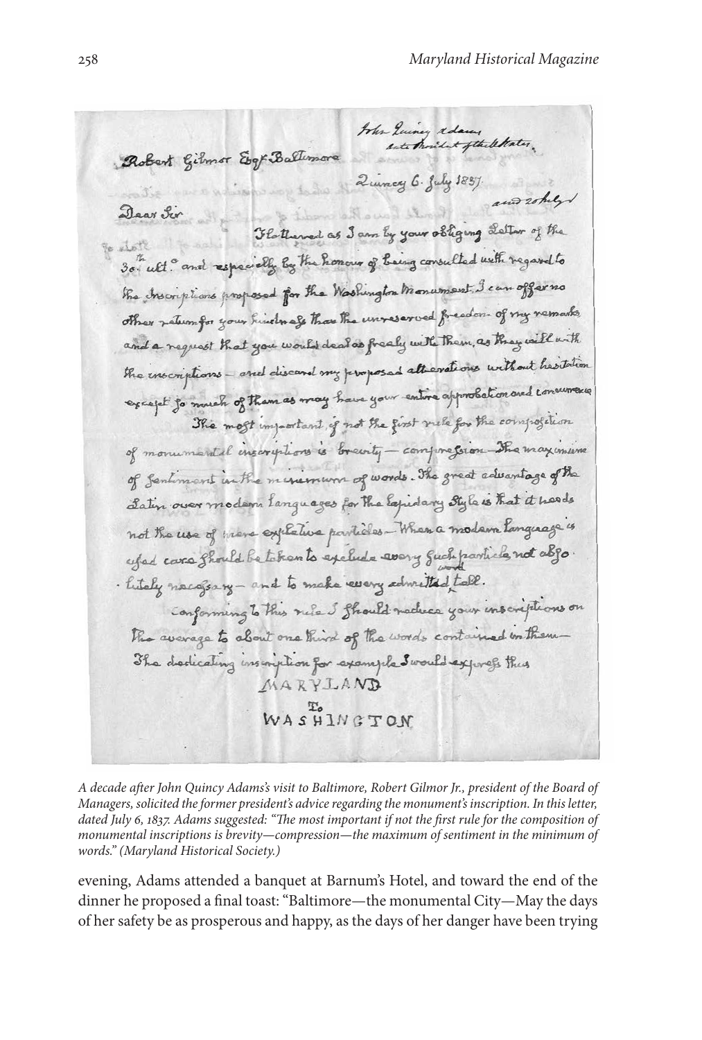John Quincy Adams
late President of the U. States.

Robert Gilmor Esqr Baltimore

Quincy 6. July 1837.

Dear Sir

Flattered as I am by your obliging Letter of the 30th ult.o and especially by the honour of being consulted with regard to the Inscriptions proposed for the Washington Monument, I can offer no other return for your kindness than the unreserved freedom of my remarks, and a request that you would deal as freely with them, as they will with the inscriptions — and discard my proposed alterations without hesitation except so much of them as may have your entire approbation and concurrence.

The most important, if not the first rule for the composition of monumental inscriptions is brevity — compression — the maximum of sentiment in the minimum of words. The great advantage of the Latin over modern languages for the lapidary Style is that it needs not the use of mere expletive particles — When a modern language is used care should be taken to exclude every such particle not absolutely necessary — and to make every admitted word tell.

Conforming to this rule I should reduce your inscriptions on the average to about one third of the words contained in them — The dedicating inscription for example I would express thus

MARYLAND

To

WASHINGTON

*A decade after John Quincy Adams's visit to Baltimore, Robert Gilmor Jr., president of the Board of Managers, solicited the former president's advice regarding the monument's inscription. In this letter, dated July 6, 1837. Adams suggested: "The most important if not the first rule for the composition of monumental inscriptions is brevity—compression—the maximum of sentiment in the minimum of words." (Maryland Historical Society.)*

evening, Adams attended a banquet at Barnum's Hotel, and toward the end of the dinner he proposed a final toast: "Baltimore—the monumental City—May the days of her safety be as prosperous and happy, as the days of her danger have been trying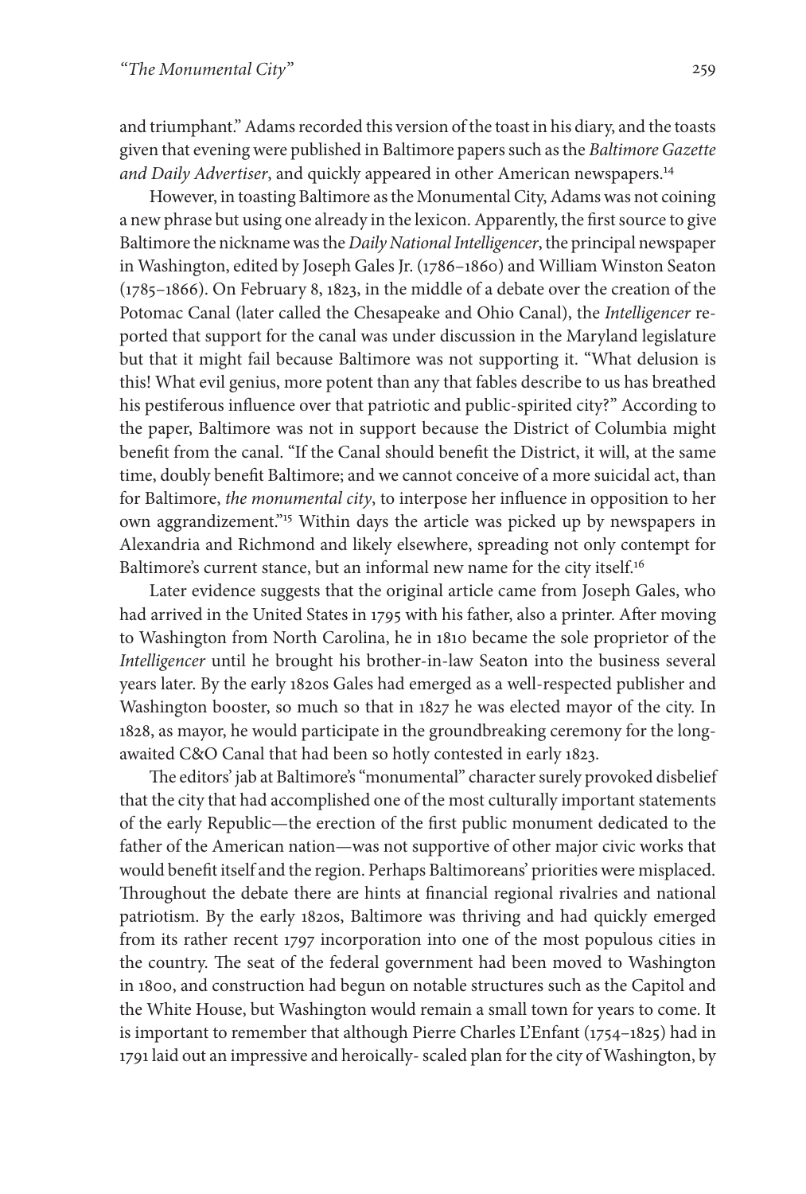and triumphant." Adams recorded this version of the toast in his diary, and the toasts given that evening were published in Baltimore papers such as the *Baltimore Gazette and Daily Advertiser*, and quickly appeared in other American newspapers.[14]

However, in toasting Baltimore as the Monumental City, Adams was not coining a new phrase but using one already in the lexicon. Apparently, the first source to give Baltimore the nickname was the *Daily National Intelligencer*, the principal newspaper in Washington, edited by Joseph Gales Jr. (1786–1860) and William Winston Seaton (1785–1866). On February 8, 1823, in the middle of a debate over the creation of the Potomac Canal (later called the Chesapeake and Ohio Canal), the *Intelligencer* reported that support for the canal was under discussion in the Maryland legislature but that it might fail because Baltimore was not supporting it. "What delusion is this! What evil genius, more potent than any that fables describe to us has breathed his pestiferous influence over that patriotic and public-spirited city?" According to the paper, Baltimore was not in support because the District of Columbia might benefit from the canal. "If the Canal should benefit the District, it will, at the same time, doubly benefit Baltimore; and we cannot conceive of a more suicidal act, than for Baltimore, *the monumental city*, to interpose her influence in opposition to her own aggrandizement."[15] Within days the article was picked up by newspapers in Alexandria and Richmond and likely elsewhere, spreading not only contempt for Baltimore's current stance, but an informal new name for the city itself.[16]

Later evidence suggests that the original article came from Joseph Gales, who had arrived in the United States in 1795 with his father, also a printer. After moving to Washington from North Carolina, he in 1810 became the sole proprietor of the *Intelligencer* until he brought his brother-in-law Seaton into the business several years later. By the early 1820s Gales had emerged as a well-respected publisher and Washington booster, so much so that in 1827 he was elected mayor of the city. In 1828, as mayor, he would participate in the groundbreaking ceremony for the long-awaited C&O Canal that had been so hotly contested in early 1823.

The editors' jab at Baltimore's "monumental" character surely provoked disbelief that the city that had accomplished one of the most culturally important statements of the early Republic—the erection of the first public monument dedicated to the father of the American nation—was not supportive of other major civic works that would benefit itself and the region. Perhaps Baltimoreans' priorities were misplaced. Throughout the debate there are hints at financial regional rivalries and national patriotism. By the early 1820s, Baltimore was thriving and had quickly emerged from its rather recent 1797 incorporation into one of the most populous cities in the country. The seat of the federal government had been moved to Washington in 1800, and construction had begun on notable structures such as the Capitol and the White House, but Washington would remain a small town for years to come. It is important to remember that although Pierre Charles L'Enfant (1754–1825) had in 1791 laid out an impressive and heroically- scaled plan for the city of Washington, by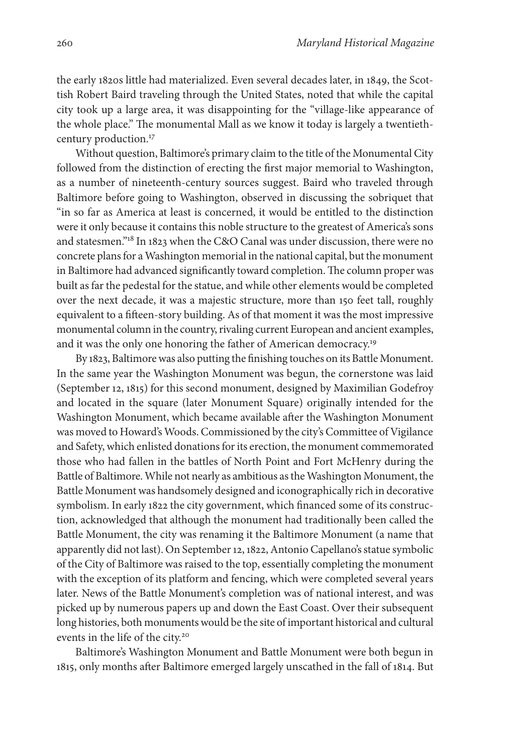the early 1820s little had materialized. Even several decades later, in 1849, the Scottish Robert Baird traveling through the United States, noted that while the capital city took up a large area, it was disappointing for the "village-like appearance of the whole place." The monumental Mall as we know it today is largely a twentieth-century production.[17]

Without question, Baltimore's primary claim to the title of the Monumental City followed from the distinction of erecting the first major memorial to Washington, as a number of nineteenth-century sources suggest. Baird who traveled through Baltimore before going to Washington, observed in discussing the sobriquet that "in so far as America at least is concerned, it would be entitled to the distinction were it only because it contains this noble structure to the greatest of America's sons and statesmen."[18] In 1823 when the C&O Canal was under discussion, there were no concrete plans for a Washington memorial in the national capital, but the monument in Baltimore had advanced significantly toward completion. The column proper was built as far the pedestal for the statue, and while other elements would be completed over the next decade, it was a majestic structure, more than 150 feet tall, roughly equivalent to a fifteen-story building. As of that moment it was the most impressive monumental column in the country, rivaling current European and ancient examples, and it was the only one honoring the father of American democracy.[19]

By 1823, Baltimore was also putting the finishing touches on its Battle Monument. In the same year the Washington Monument was begun, the cornerstone was laid (September 12, 1815) for this second monument, designed by Maximilian Godefroy and located in the square (later Monument Square) originally intended for the Washington Monument, which became available after the Washington Monument was moved to Howard's Woods. Commissioned by the city's Committee of Vigilance and Safety, which enlisted donations for its erection, the monument commemorated those who had fallen in the battles of North Point and Fort McHenry during the Battle of Baltimore. While not nearly as ambitious as the Washington Monument, the Battle Monument was handsomely designed and iconographically rich in decorative symbolism. In early 1822 the city government, which financed some of its construction, acknowledged that although the monument had traditionally been called the Battle Monument, the city was renaming it the Baltimore Monument (a name that apparently did not last). On September 12, 1822, Antonio Capellano's statue symbolic of the City of Baltimore was raised to the top, essentially completing the monument with the exception of its platform and fencing, which were completed several years later. News of the Battle Monument's completion was of national interest, and was picked up by numerous papers up and down the East Coast. Over their subsequent long histories, both monuments would be the site of important historical and cultural events in the life of the city.[20]

Baltimore's Washington Monument and Battle Monument were both begun in 1815, only months after Baltimore emerged largely unscathed in the fall of 1814. But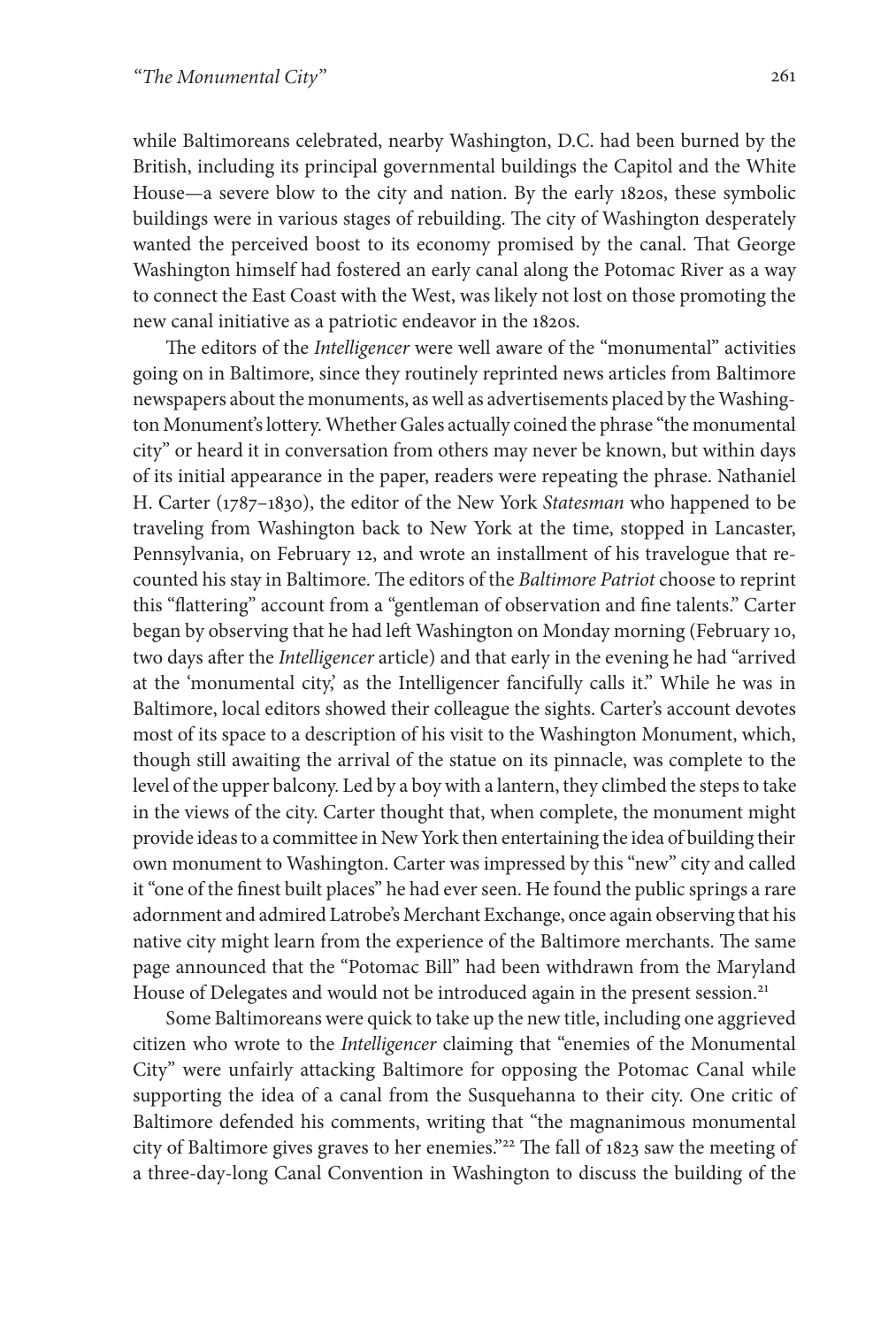while Baltimoreans celebrated, nearby Washington, D.C. had been burned by the British, including its principal governmental buildings the Capitol and the White House—a severe blow to the city and nation. By the early 1820s, these symbolic buildings were in various stages of rebuilding. The city of Washington desperately wanted the perceived boost to its economy promised by the canal. That George Washington himself had fostered an early canal along the Potomac River as a way to connect the East Coast with the West, was likely not lost on those promoting the new canal initiative as a patriotic endeavor in the 1820s.

The editors of the *Intelligencer* were well aware of the "monumental" activities going on in Baltimore, since they routinely reprinted news articles from Baltimore newspapers about the monuments, as well as advertisements placed by the Washington Monument's lottery. Whether Gales actually coined the phrase "the monumental city" or heard it in conversation from others may never be known, but within days of its initial appearance in the paper, readers were repeating the phrase. Nathaniel H. Carter (1787–1830), the editor of the New York *Statesman* who happened to be traveling from Washington back to New York at the time, stopped in Lancaster, Pennsylvania, on February 12, and wrote an installment of his travelogue that recounted his stay in Baltimore. The editors of the *Baltimore Patriot* choose to reprint this "flattering" account from a "gentleman of observation and fine talents." Carter began by observing that he had left Washington on Monday morning (February 10, two days after the *Intelligencer* article) and that early in the evening he had "arrived at the 'monumental city,' as the Intelligencer fancifully calls it." While he was in Baltimore, local editors showed their colleague the sights. Carter's account devotes most of its space to a description of his visit to the Washington Monument, which, though still awaiting the arrival of the statue on its pinnacle, was complete to the level of the upper balcony. Led by a boy with a lantern, they climbed the steps to take in the views of the city. Carter thought that, when complete, the monument might provide ideas to a committee in New York then entertaining the idea of building their own monument to Washington. Carter was impressed by this "new" city and called it "one of the finest built places" he had ever seen. He found the public springs a rare adornment and admired Latrobe's Merchant Exchange, once again observing that his native city might learn from the experience of the Baltimore merchants. The same page announced that the "Potomac Bill" had been withdrawn from the Maryland House of Delegates and would not be introduced again in the present session.[21]

Some Baltimoreans were quick to take up the new title, including one aggrieved citizen who wrote to the *Intelligencer* claiming that "enemies of the Monumental City" were unfairly attacking Baltimore for opposing the Potomac Canal while supporting the idea of a canal from the Susquehanna to their city. One critic of Baltimore defended his comments, writing that "the magnanimous monumental city of Baltimore gives graves to her enemies."[22] The fall of 1823 saw the meeting of a three-day-long Canal Convention in Washington to discuss the building of the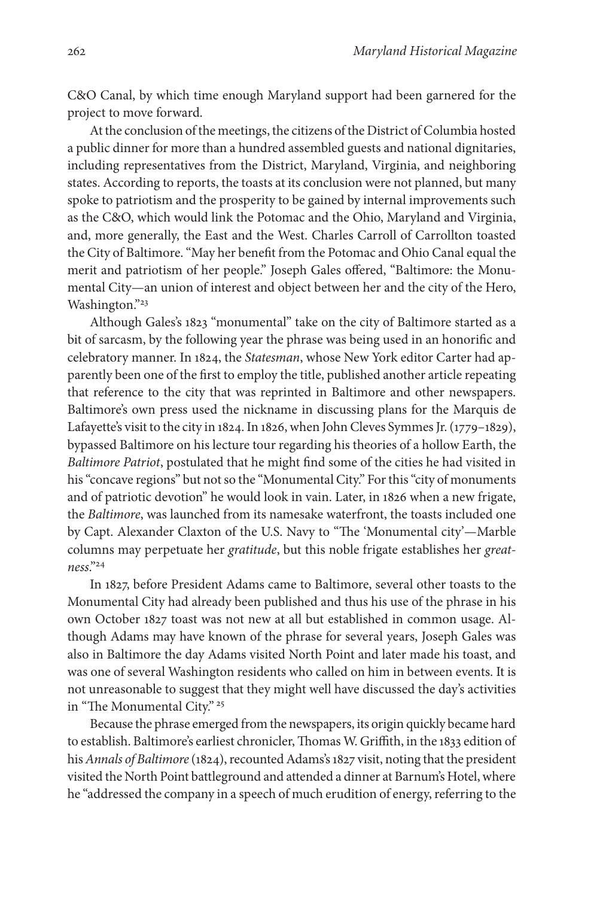C&O Canal, by which time enough Maryland support had been garnered for the project to move forward.

At the conclusion of the meetings, the citizens of the District of Columbia hosted a public dinner for more than a hundred assembled guests and national dignitaries, including representatives from the District, Maryland, Virginia, and neighboring states. According to reports, the toasts at its conclusion were not planned, but many spoke to patriotism and the prosperity to be gained by internal improvements such as the C&O, which would link the Potomac and the Ohio, Maryland and Virginia, and, more generally, the East and the West. Charles Carroll of Carrollton toasted the City of Baltimore. "May her benefit from the Potomac and Ohio Canal equal the merit and patriotism of her people." Joseph Gales offered, "Baltimore: the Monumental City—an union of interest and object between her and the city of the Hero, Washington."[23]

Although Gales's 1823 "monumental" take on the city of Baltimore started as a bit of sarcasm, by the following year the phrase was being used in an honorific and celebratory manner. In 1824, the *Statesman*, whose New York editor Carter had apparently been one of the first to employ the title, published another article repeating that reference to the city that was reprinted in Baltimore and other newspapers. Baltimore's own press used the nickname in discussing plans for the Marquis de Lafayette's visit to the city in 1824. In 1826, when John Cleves Symmes Jr. (1779–1829), bypassed Baltimore on his lecture tour regarding his theories of a hollow Earth, the *Baltimore Patriot*, postulated that he might find some of the cities he had visited in his "concave regions" but not so the "Monumental City." For this "city of monuments and of patriotic devotion" he would look in vain. Later, in 1826 when a new frigate, the *Baltimore*, was launched from its namesake waterfront, the toasts included one by Capt. Alexander Claxton of the U.S. Navy to "The 'Monumental city'—Marble columns may perpetuate her *gratitude*, but this noble frigate establishes her *greatness*."[24]

In 1827, before President Adams came to Baltimore, several other toasts to the Monumental City had already been published and thus his use of the phrase in his own October 1827 toast was not new at all but established in common usage. Although Adams may have known of the phrase for several years, Joseph Gales was also in Baltimore the day Adams visited North Point and later made his toast, and was one of several Washington residents who called on him in between events. It is not unreasonable to suggest that they might well have discussed the day's activities in "The Monumental City."[25]

Because the phrase emerged from the newspapers, its origin quickly became hard to establish. Baltimore's earliest chronicler, Thomas W. Griffith, in the 1833 edition of his *Annals of Baltimore* (1824), recounted Adams's 1827 visit, noting that the president visited the North Point battleground and attended a dinner at Barnum's Hotel, where he "addressed the company in a speech of much erudition of energy, referring to the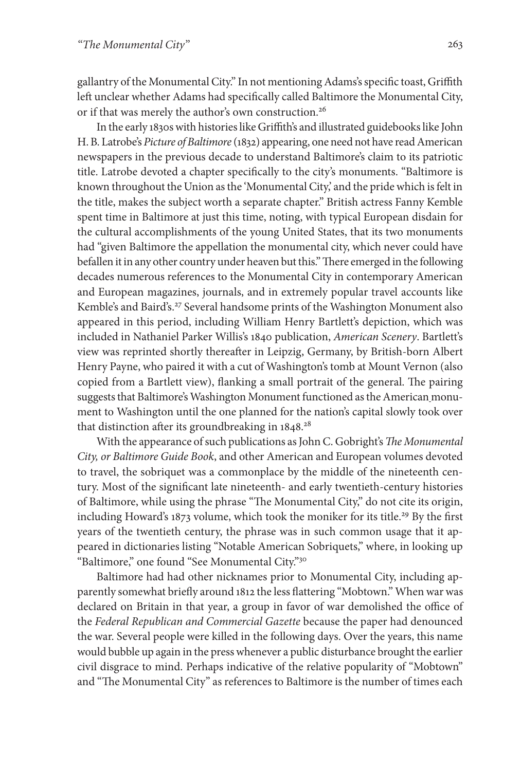gallantry of the Monumental City." In not mentioning Adams's specific toast, Griffith left unclear whether Adams had specifically called Baltimore the Monumental City, or if that was merely the author's own construction.[26]

In the early 1830s with histories like Griffith's and illustrated guidebooks like John H. B. Latrobe's *Picture of Baltimore* (1832) appearing, one need not have read American newspapers in the previous decade to understand Baltimore's claim to its patriotic title. Latrobe devoted a chapter specifically to the city's monuments. "Baltimore is known throughout the Union as the 'Monumental City,' and the pride which is felt in the title, makes the subject worth a separate chapter." British actress Fanny Kemble spent time in Baltimore at just this time, noting, with typical European disdain for the cultural accomplishments of the young United States, that its two monuments had "given Baltimore the appellation the monumental city, which never could have befallen it in any other country under heaven but this." There emerged in the following decades numerous references to the Monumental City in contemporary American and European magazines, journals, and in extremely popular travel accounts like Kemble's and Baird's.[27] Several handsome prints of the Washington Monument also appeared in this period, including William Henry Bartlett's depiction, which was included in Nathaniel Parker Willis's 1840 publication, *American Scenery*. Bartlett's view was reprinted shortly thereafter in Leipzig, Germany, by British-born Albert Henry Payne, who paired it with a cut of Washington's tomb at Mount Vernon (also copied from a Bartlett view), flanking a small portrait of the general. The pairing suggests that Baltimore's Washington Monument functioned as the American monument to Washington until the one planned for the nation's capital slowly took over that distinction after its groundbreaking in 1848.[28]

With the appearance of such publications as John C. Gobright's *The Monumental City, or Baltimore Guide Book*, and other American and European volumes devoted to travel, the sobriquet was a commonplace by the middle of the nineteenth century. Most of the significant late nineteenth- and early twentieth-century histories of Baltimore, while using the phrase "The Monumental City," do not cite its origin, including Howard's 1873 volume, which took the moniker for its title.[29] By the first years of the twentieth century, the phrase was in such common usage that it appeared in dictionaries listing "Notable American Sobriquets," where, in looking up "Baltimore," one found "See Monumental City."[30]

Baltimore had had other nicknames prior to Monumental City, including apparently somewhat briefly around 1812 the less flattering "Mobtown." When war was declared on Britain in that year, a group in favor of war demolished the office of the *Federal Republican and Commercial Gazette* because the paper had denounced the war. Several people were killed in the following days. Over the years, this name would bubble up again in the press whenever a public disturbance brought the earlier civil disgrace to mind. Perhaps indicative of the relative popularity of "Mobtown" and "The Monumental City" as references to Baltimore is the number of times each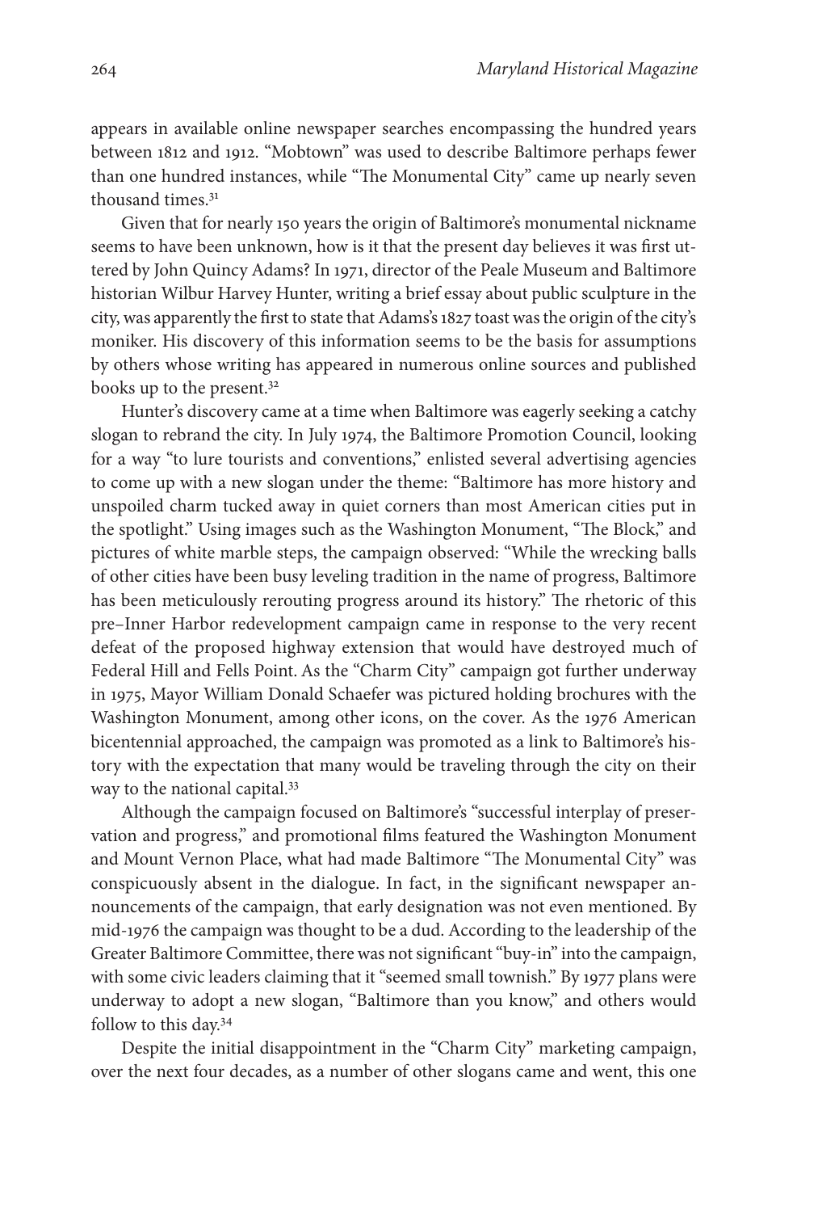appears in available online newspaper searches encompassing the hundred years between 1812 and 1912. "Mobtown" was used to describe Baltimore perhaps fewer than one hundred instances, while "The Monumental City" came up nearly seven thousand times.[31]

Given that for nearly 150 years the origin of Baltimore's monumental nickname seems to have been unknown, how is it that the present day believes it was first uttered by John Quincy Adams? In 1971, director of the Peale Museum and Baltimore historian Wilbur Harvey Hunter, writing a brief essay about public sculpture in the city, was apparently the first to state that Adams's 1827 toast was the origin of the city's moniker. His discovery of this information seems to be the basis for assumptions by others whose writing has appeared in numerous online sources and published books up to the present.[32]

Hunter's discovery came at a time when Baltimore was eagerly seeking a catchy slogan to rebrand the city. In July 1974, the Baltimore Promotion Council, looking for a way "to lure tourists and conventions," enlisted several advertising agencies to come up with a new slogan under the theme: "Baltimore has more history and unspoiled charm tucked away in quiet corners than most American cities put in the spotlight." Using images such as the Washington Monument, "The Block," and pictures of white marble steps, the campaign observed: "While the wrecking balls of other cities have been busy leveling tradition in the name of progress, Baltimore has been meticulously rerouting progress around its history." The rhetoric of this pre–Inner Harbor redevelopment campaign came in response to the very recent defeat of the proposed highway extension that would have destroyed much of Federal Hill and Fells Point. As the "Charm City" campaign got further underway in 1975, Mayor William Donald Schaefer was pictured holding brochures with the Washington Monument, among other icons, on the cover. As the 1976 American bicentennial approached, the campaign was promoted as a link to Baltimore's history with the expectation that many would be traveling through the city on their way to the national capital.[33]

Although the campaign focused on Baltimore's "successful interplay of preservation and progress," and promotional films featured the Washington Monument and Mount Vernon Place, what had made Baltimore "The Monumental City" was conspicuously absent in the dialogue. In fact, in the significant newspaper announcements of the campaign, that early designation was not even mentioned. By mid-1976 the campaign was thought to be a dud. According to the leadership of the Greater Baltimore Committee, there was not significant "buy-in" into the campaign, with some civic leaders claiming that it "seemed small townish." By 1977 plans were underway to adopt a new slogan, "Baltimore than you know," and others would follow to this day.[34]

Despite the initial disappointment in the "Charm City" marketing campaign, over the next four decades, as a number of other slogans came and went, this one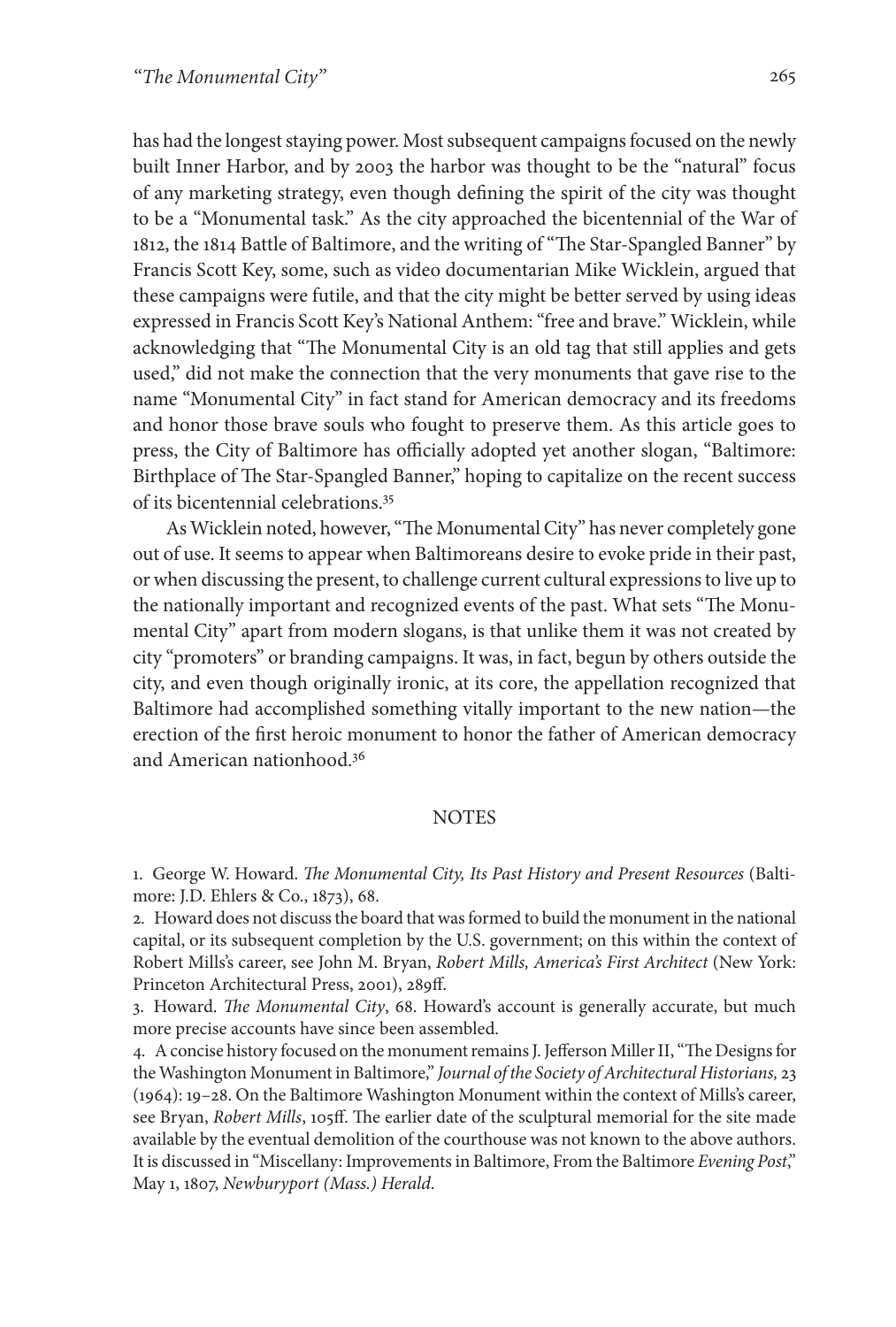has had the longest staying power. Most subsequent campaigns focused on the newly built Inner Harbor, and by 2003 the harbor was thought to be the "natural" focus of any marketing strategy, even though defining the spirit of the city was thought to be a "Monumental task." As the city approached the bicentennial of the War of 1812, the 1814 Battle of Baltimore, and the writing of "The Star-Spangled Banner" by Francis Scott Key, some, such as video documentarian Mike Wicklein, argued that these campaigns were futile, and that the city might be better served by using ideas expressed in Francis Scott Key's National Anthem: "free and brave." Wicklein, while acknowledging that "The Monumental City is an old tag that still applies and gets used," did not make the connection that the very monuments that gave rise to the name "Monumental City" in fact stand for American democracy and its freedoms and honor those brave souls who fought to preserve them. As this article goes to press, the City of Baltimore has officially adopted yet another slogan, "Baltimore: Birthplace of The Star-Spangled Banner," hoping to capitalize on the recent success of its bicentennial celebrations.[35]

As Wicklein noted, however, "The Monumental City" has never completely gone out of use. It seems to appear when Baltimoreans desire to evoke pride in their past, or when discussing the present, to challenge current cultural expressions to live up to the nationally important and recognized events of the past. What sets "The Monumental City" apart from modern slogans, is that unlike them it was not created by city "promoters" or branding campaigns. It was, in fact, begun by others outside the city, and even though originally ironic, at its core, the appellation recognized that Baltimore had accomplished something vitally important to the new nation—the erection of the first heroic monument to honor the father of American democracy and American nationhood.[36]

## NOTES

1. George W. Howard. *The Monumental City, Its Past History and Present Resources* (Baltimore: J.D. Ehlers & Co., 1873), 68.

2. Howard does not discuss the board that was formed to build the monument in the national capital, or its subsequent completion by the U.S. government; on this within the context of Robert Mills's career, see John M. Bryan, *Robert Mills, America's First Architect* (New York: Princeton Architectural Press, 2001), 289ff.

3. Howard. *The Monumental City*, 68. Howard's account is generally accurate, but much more precise accounts have since been assembled.

4. A concise history focused on the monument remains J. Jefferson Miller II, "The Designs for the Washington Monument in Baltimore," *Journal of the Society of Architectural Historians,* 23 (1964): 19–28. On the Baltimore Washington Monument within the context of Mills's career, see Bryan, *Robert Mills*, 105ff. The earlier date of the sculptural memorial for the site made available by the eventual demolition of the courthouse was not known to the above authors. It is discussed in "Miscellany: Improvements in Baltimore, From the Baltimore *Evening Post*," May 1, 1807, *Newburyport (Mass.) Herald.*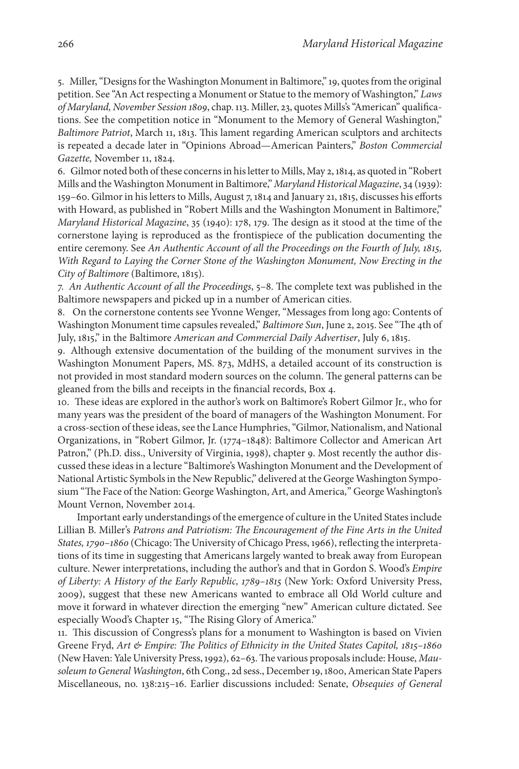5. Miller, "Designs for the Washington Monument in Baltimore," 19, quotes from the original petition. See "An Act respecting a Monument or Statue to the memory of Washington," *Laws of Maryland, November Session 1809*, chap. 113. Miller, 23, quotes Mills's "American" qualifications. See the competition notice in "Monument to the Memory of General Washington," *Baltimore Patriot*, March 11, 1813. This lament regarding American sculptors and architects is repeated a decade later in "Opinions Abroad—American Painters," *Boston Commercial Gazette,* November 11, 1824.

6. Gilmor noted both of these concerns in his letter to Mills, May 2, 1814, as quoted in "Robert Mills and the Washington Monument in Baltimore," *Maryland Historical Magazine*, 34 (1939): 159–60. Gilmor in his letters to Mills, August 7, 1814 and January 21, 1815, discusses his efforts with Howard, as published in "Robert Mills and the Washington Monument in Baltimore," *Maryland Historical Magazine*, 35 (1940): 178, 179. The design as it stood at the time of the cornerstone laying is reproduced as the frontispiece of the publication documenting the entire ceremony. See *An Authentic Account of all the Proceedings on the Fourth of July, 1815, With Regard to Laying the Corner Stone of the Washington Monument, Now Erecting in the City of Baltimore* (Baltimore, 1815).

7. *An Authentic Account of all the Proceedings*, 5–8. The complete text was published in the Baltimore newspapers and picked up in a number of American cities.

8. On the cornerstone contents see Yvonne Wenger, "Messages from long ago: Contents of Washington Monument time capsules revealed," *Baltimore Sun*, June 2, 2015. See "The 4th of July, 1815," in the Baltimore *American and Commercial Daily Advertiser*, July 6, 1815.

9. Although extensive documentation of the building of the monument survives in the Washington Monument Papers, MS. 873, MdHS, a detailed account of its construction is not provided in most standard modern sources on the column. The general patterns can be gleaned from the bills and receipts in the financial records, Box 4.

10. These ideas are explored in the author's work on Baltimore's Robert Gilmor Jr., who for many years was the president of the board of managers of the Washington Monument. For a cross-section of these ideas, see the Lance Humphries, "Gilmor, Nationalism, and National Organizations, in "Robert Gilmor, Jr. (1774–1848): Baltimore Collector and American Art Patron," (Ph.D. diss., University of Virginia, 1998), chapter 9. Most recently the author discussed these ideas in a lecture "Baltimore's Washington Monument and the Development of National Artistic Symbols in the New Republic," delivered at the George Washington Symposium "The Face of the Nation: George Washington, Art, and America," George Washington's Mount Vernon, November 2014.

Important early understandings of the emergence of culture in the United States include Lillian B. Miller's *Patrons and Patriotism: The Encouragement of the Fine Arts in the United States, 1790–1860* (Chicago: The University of Chicago Press, 1966), reflecting the interpretations of its time in suggesting that Americans largely wanted to break away from European culture. Newer interpretations, including the author's and that in Gordon S. Wood's *Empire of Liberty: A History of the Early Republic, 1789–1815* (New York: Oxford University Press, 2009), suggest that these new Americans wanted to embrace all Old World culture and move it forward in whatever direction the emerging "new" American culture dictated. See especially Wood's Chapter 15, "The Rising Glory of America."

11. This discussion of Congress's plans for a monument to Washington is based on Vivien Greene Fryd, *Art & Empire: The Politics of Ethnicity in the United States Capitol, 1815–1860* (New Haven: Yale University Press, 1992), 62–63. The various proposals include: House, *Mausoleum to General Washington*, 6th Cong., 2d sess., December 19, 1800, American State Papers Miscellaneous, no. 138:215–16. Earlier discussions included: Senate, *Obsequies of General*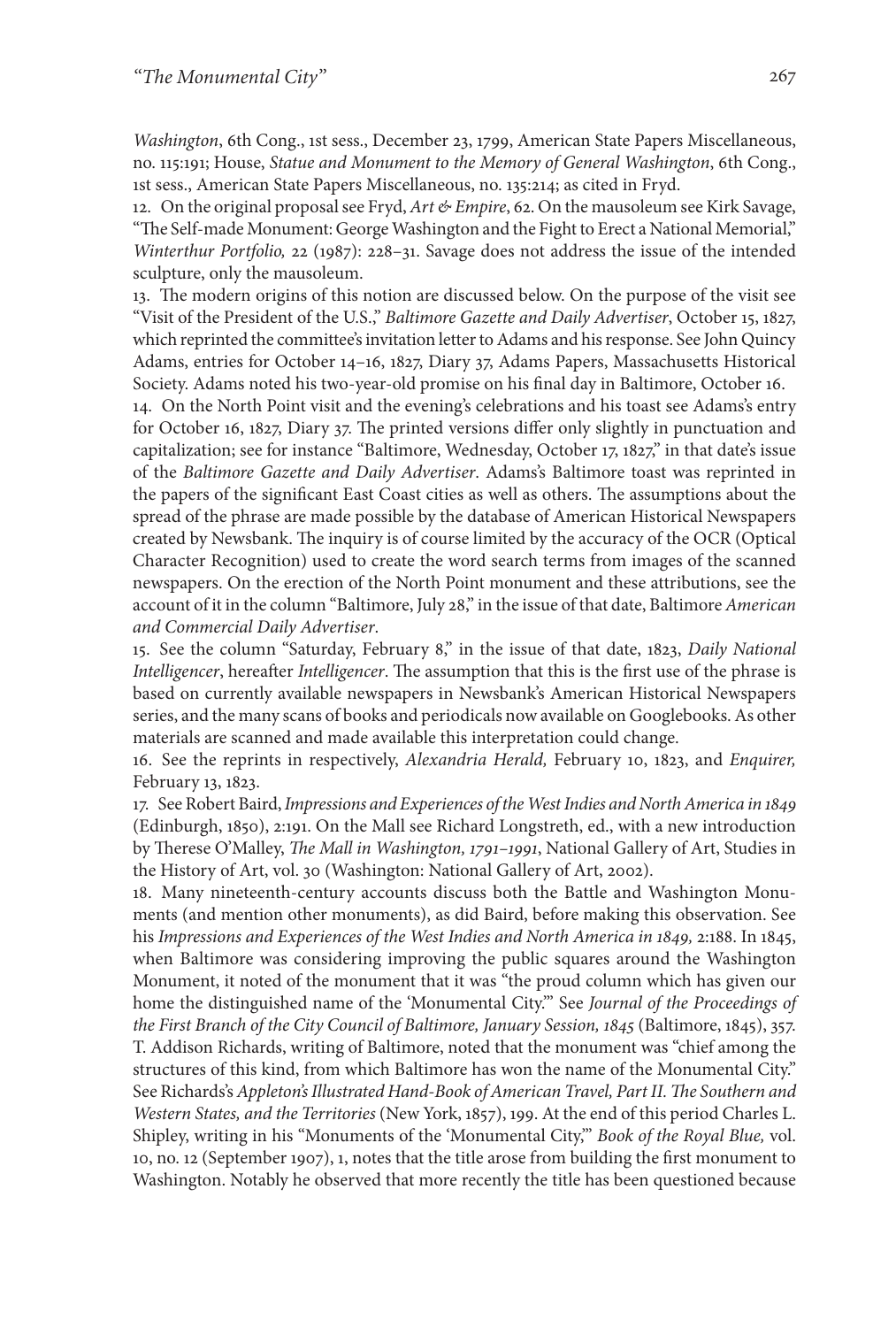*Washington*, 6th Cong., 1st sess., December 23, 1799, American State Papers Miscellaneous, no. 115:191; House, *Statue and Monument to the Memory of General Washington*, 6th Cong., 1st sess., American State Papers Miscellaneous, no. 135:214; as cited in Fryd.

12. On the original proposal see Fryd, *Art & Empire*, 62. On the mausoleum see Kirk Savage, "The Self-made Monument: George Washington and the Fight to Erect a National Memorial," *Winterthur Portfolio,* 22 (1987): 228–31. Savage does not address the issue of the intended sculpture, only the mausoleum.

13. The modern origins of this notion are discussed below. On the purpose of the visit see "Visit of the President of the U.S.," *Baltimore Gazette and Daily Advertiser*, October 15, 1827, which reprinted the committee's invitation letter to Adams and his response. See John Quincy Adams, entries for October 14–16, 1827, Diary 37, Adams Papers, Massachusetts Historical Society. Adams noted his two-year-old promise on his final day in Baltimore, October 16.

14. On the North Point visit and the evening's celebrations and his toast see Adams's entry for October 16, 1827, Diary 37. The printed versions differ only slightly in punctuation and capitalization; see for instance "Baltimore, Wednesday, October 17, 1827," in that date's issue of the *Baltimore Gazette and Daily Advertiser*. Adams's Baltimore toast was reprinted in the papers of the significant East Coast cities as well as others. The assumptions about the spread of the phrase are made possible by the database of American Historical Newspapers created by Newsbank. The inquiry is of course limited by the accuracy of the OCR (Optical Character Recognition) used to create the word search terms from images of the scanned newspapers. On the erection of the North Point monument and these attributions, see the account of it in the column "Baltimore, July 28," in the issue of that date, Baltimore *American and Commercial Daily Advertiser*.

15. See the column "Saturday, February 8," in the issue of that date, 1823, *Daily National Intelligencer*, hereafter *Intelligencer*. The assumption that this is the first use of the phrase is based on currently available newspapers in Newsbank's American Historical Newspapers series, and the many scans of books and periodicals now available on Googlebooks. As other materials are scanned and made available this interpretation could change.

16. See the reprints in respectively, *Alexandria Herald,* February 10, 1823, and *Enquirer,* February 13, 1823.

17. See Robert Baird, *Impressions and Experiences of the West Indies and North America in 1849* (Edinburgh, 1850), 2:191. On the Mall see Richard Longstreth, ed., with a new introduction by Therese O'Malley, *The Mall in Washington, 1791–1991*, National Gallery of Art, Studies in the History of Art, vol. 30 (Washington: National Gallery of Art, 2002).

18. Many nineteenth-century accounts discuss both the Battle and Washington Monuments (and mention other monuments), as did Baird, before making this observation. See his *Impressions and Experiences of the West Indies and North America in 1849,* 2:188. In 1845, when Baltimore was considering improving the public squares around the Washington Monument, it noted of the monument that it was "the proud column which has given our home the distinguished name of the 'Monumental City.'" See *Journal of the Proceedings of the First Branch of the City Council of Baltimore, January Session, 1845* (Baltimore, 1845), 357. T. Addison Richards, writing of Baltimore, noted that the monument was "chief among the structures of this kind, from which Baltimore has won the name of the Monumental City." See Richards's *Appleton's Illustrated Hand-Book of American Travel, Part II. The Southern and Western States, and the Territories* (New York, 1857), 199. At the end of this period Charles L. Shipley, writing in his "Monuments of the 'Monumental City,'" *Book of the Royal Blue,* vol. 10, no. 12 (September 1907), 1, notes that the title arose from building the first monument to Washington. Notably he observed that more recently the title has been questioned because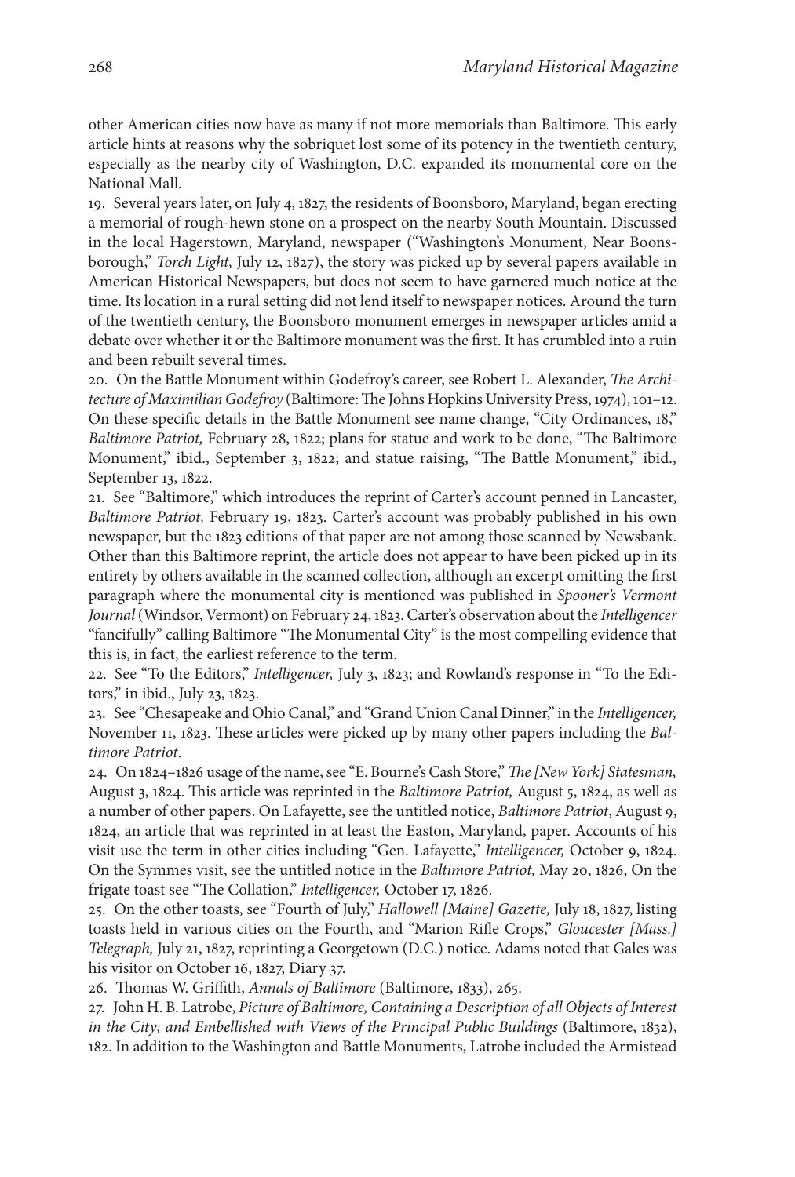other American cities now have as many if not more memorials than Baltimore. This early article hints at reasons why the sobriquet lost some of its potency in the twentieth century, especially as the nearby city of Washington, D.C. expanded its monumental core on the National Mall.

19. Several years later, on July 4, 1827, the residents of Boonsboro, Maryland, began erecting a memorial of rough-hewn stone on a prospect on the nearby South Mountain. Discussed in the local Hagerstown, Maryland, newspaper ("Washington's Monument, Near Boonsborough," *Torch Light,* July 12, 1827), the story was picked up by several papers available in American Historical Newspapers, but does not seem to have garnered much notice at the time. Its location in a rural setting did not lend itself to newspaper notices. Around the turn of the twentieth century, the Boonsboro monument emerges in newspaper articles amid a debate over whether it or the Baltimore monument was the first. It has crumbled into a ruin and been rebuilt several times.

20. On the Battle Monument within Godefroy's career, see Robert L. Alexander, *The Architecture of Maximilian Godefroy* (Baltimore: The Johns Hopkins University Press, 1974), 101–12. On these specific details in the Battle Monument see name change, "City Ordinances, 18," *Baltimore Patriot,* February 28, 1822; plans for statue and work to be done, "The Baltimore Monument," ibid., September 3, 1822; and statue raising, "The Battle Monument," ibid., September 13, 1822.

21. See "Baltimore," which introduces the reprint of Carter's account penned in Lancaster, *Baltimore Patriot,* February 19, 1823. Carter's account was probably published in his own newspaper, but the 1823 editions of that paper are not among those scanned by Newsbank. Other than this Baltimore reprint, the article does not appear to have been picked up in its entirety by others available in the scanned collection, although an excerpt omitting the first paragraph where the monumental city is mentioned was published in *Spooner's Vermont Journal* (Windsor, Vermont) on February 24, 1823. Carter's observation about the *Intelligencer* "fancifully" calling Baltimore "The Monumental City" is the most compelling evidence that this is, in fact, the earliest reference to the term.

22. See "To the Editors," *Intelligencer,* July 3, 1823; and Rowland's response in "To the Editors," in ibid., July 23, 1823.

23. See "Chesapeake and Ohio Canal," and "Grand Union Canal Dinner," in the *Intelligencer,* November 11, 1823. These articles were picked up by many other papers including the *Baltimore Patriot*.

24. On 1824–1826 usage of the name, see "E. Bourne's Cash Store," *The [New York] Statesman,* August 3, 1824. This article was reprinted in the *Baltimore Patriot,* August 5, 1824, as well as a number of other papers. On Lafayette, see the untitled notice, *Baltimore Patriot*, August 9, 1824, an article that was reprinted in at least the Easton, Maryland, paper. Accounts of his visit use the term in other cities including "Gen. Lafayette," *Intelligencer,* October 9, 1824. On the Symmes visit, see the untitled notice in the *Baltimore Patriot,* May 20, 1826, On the frigate toast see "The Collation," *Intelligencer,* October 17, 1826.

25. On the other toasts, see "Fourth of July," *Hallowell [Maine] Gazette,* July 18, 1827, listing toasts held in various cities on the Fourth, and "Marion Rifle Crops," *Gloucester [Mass.] Telegraph,* July 21, 1827, reprinting a Georgetown (D.C.) notice. Adams noted that Gales was his visitor on October 16, 1827, Diary 37.

26. Thomas W. Griffith, *Annals of Baltimore* (Baltimore, 1833), 265.

27. John H. B. Latrobe, *Picture of Baltimore, Containing a Description of all Objects of Interest in the City; and Embellished with Views of the Principal Public Buildings* (Baltimore, 1832), 182. In addition to the Washington and Battle Monuments, Latrobe included the Armistead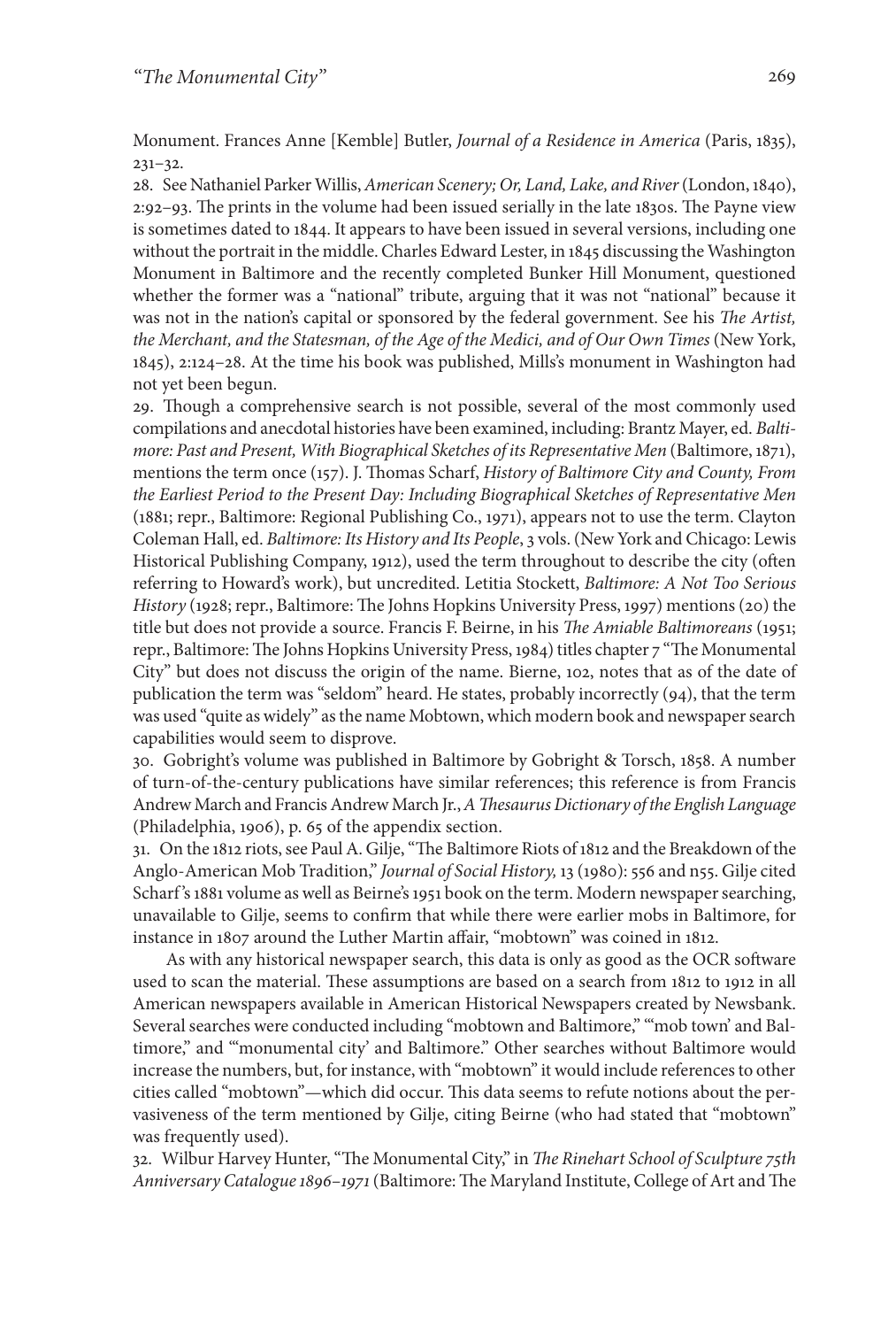Monument. Frances Anne [Kemble] Butler, *Journal of a Residence in America* (Paris, 1835), 231–32.

28. See Nathaniel Parker Willis, *American Scenery; Or, Land, Lake, and River* (London, 1840), 2:92–93. The prints in the volume had been issued serially in the late 1830s. The Payne view is sometimes dated to 1844. It appears to have been issued in several versions, including one without the portrait in the middle. Charles Edward Lester, in 1845 discussing the Washington Monument in Baltimore and the recently completed Bunker Hill Monument, questioned whether the former was a "national" tribute, arguing that it was not "national" because it was not in the nation's capital or sponsored by the federal government. See his *The Artist, the Merchant, and the Statesman, of the Age of the Medici, and of Our Own Times* (New York, 1845), 2:124–28. At the time his book was published, Mills's monument in Washington had not yet been begun.

29. Though a comprehensive search is not possible, several of the most commonly used compilations and anecdotal histories have been examined, including: Brantz Mayer, ed. *Baltimore: Past and Present, With Biographical Sketches of its Representative Men* (Baltimore, 1871), mentions the term once (157). J. Thomas Scharf, *History of Baltimore City and County, From the Earliest Period to the Present Day: Including Biographical Sketches of Representative Men* (1881; repr., Baltimore: Regional Publishing Co., 1971), appears not to use the term. Clayton Coleman Hall, ed. *Baltimore: Its History and Its People*, 3 vols. (New York and Chicago: Lewis Historical Publishing Company, 1912), used the term throughout to describe the city (often referring to Howard's work), but uncredited. Letitia Stockett, *Baltimore: A Not Too Serious History* (1928; repr., Baltimore: The Johns Hopkins University Press, 1997) mentions (20) the title but does not provide a source. Francis F. Beirne, in his *The Amiable Baltimoreans* (1951; repr., Baltimore: The Johns Hopkins University Press, 1984) titles chapter 7 "The Monumental City" but does not discuss the origin of the name. Bierne, 102, notes that as of the date of publication the term was "seldom" heard. He states, probably incorrectly (94), that the term was used "quite as widely" as the name Mobtown, which modern book and newspaper search capabilities would seem to disprove.

30. Gobright's volume was published in Baltimore by Gobright & Torsch, 1858. A number of turn-of-the-century publications have similar references; this reference is from Francis Andrew March and Francis Andrew March Jr., *A Thesaurus Dictionary of the English Language* (Philadelphia, 1906), p. 65 of the appendix section.

31. On the 1812 riots, see Paul A. Gilje, "The Baltimore Riots of 1812 and the Breakdown of the Anglo-American Mob Tradition," *Journal of Social History,* 13 (1980): 556 and n55. Gilje cited Scharf's 1881 volume as well as Beirne's 1951 book on the term. Modern newspaper searching, unavailable to Gilje, seems to confirm that while there were earlier mobs in Baltimore, for instance in 1807 around the Luther Martin affair, "mobtown" was coined in 1812.

As with any historical newspaper search, this data is only as good as the OCR software used to scan the material. These assumptions are based on a search from 1812 to 1912 in all American newspapers available in American Historical Newspapers created by Newsbank. Several searches were conducted including "mobtown and Baltimore," "'mob town' and Baltimore," and "'monumental city' and Baltimore." Other searches without Baltimore would increase the numbers, but, for instance, with "mobtown" it would include references to other cities called "mobtown"—which did occur. This data seems to refute notions about the pervasiveness of the term mentioned by Gilje, citing Beirne (who had stated that "mobtown" was frequently used).

32. Wilbur Harvey Hunter, "The Monumental City," in *The Rinehart School of Sculpture 75th Anniversary Catalogue 1896–1971* (Baltimore: The Maryland Institute, College of Art and The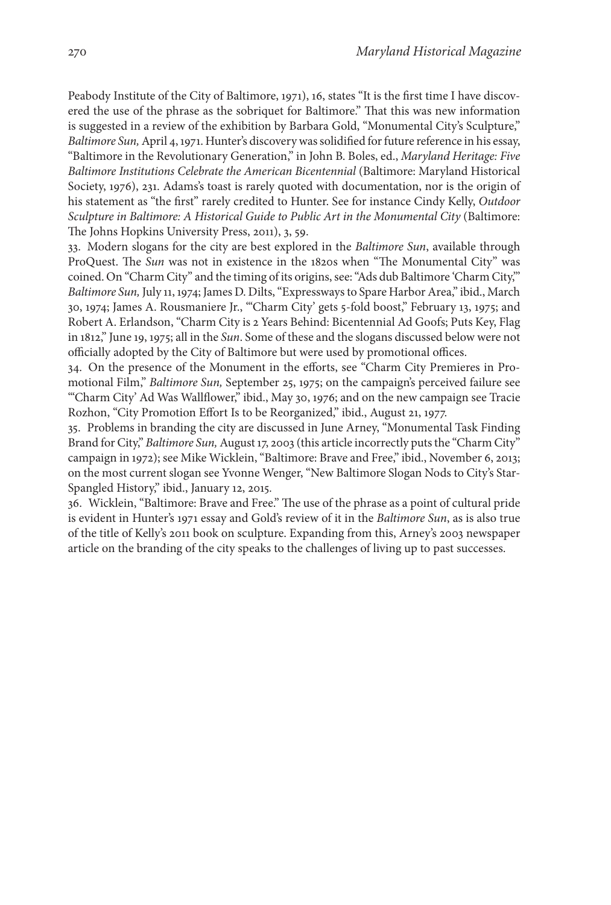Peabody Institute of the City of Baltimore, 1971), 16, states "It is the first time I have discovered the use of the phrase as the sobriquet for Baltimore." That this was new information is suggested in a review of the exhibition by Barbara Gold, "Monumental City's Sculpture," *Baltimore Sun,* April 4, 1971. Hunter's discovery was solidified for future reference in his essay, "Baltimore in the Revolutionary Generation," in John B. Boles, ed., *Maryland Heritage: Five Baltimore Institutions Celebrate the American Bicentennial* (Baltimore: Maryland Historical Society, 1976), 231. Adams's toast is rarely quoted with documentation, nor is the origin of his statement as "the first" rarely credited to Hunter. See for instance Cindy Kelly, *Outdoor Sculpture in Baltimore: A Historical Guide to Public Art in the Monumental City* (Baltimore: The Johns Hopkins University Press, 2011), 3, 59.

33. Modern slogans for the city are best explored in the *Baltimore Sun*, available through ProQuest. The *Sun* was not in existence in the 1820s when "The Monumental City" was coined. On "Charm City" and the timing of its origins, see: "Ads dub Baltimore 'Charm City,'" *Baltimore Sun,* July 11, 1974; James D. Dilts, "Expressways to Spare Harbor Area," ibid., March 30, 1974; James A. Rousmaniere Jr., "'Charm City' gets 5-fold boost," February 13, 1975; and Robert A. Erlandson, "Charm City is 2 Years Behind: Bicentennial Ad Goofs; Puts Key, Flag in 1812," June 19, 1975; all in the *Sun*. Some of these and the slogans discussed below were not officially adopted by the City of Baltimore but were used by promotional offices.

34. On the presence of the Monument in the efforts, see "Charm City Premieres in Promotional Film," *Baltimore Sun,* September 25, 1975; on the campaign's perceived failure see "'Charm City' Ad Was Wallflower," ibid., May 30, 1976; and on the new campaign see Tracie Rozhon, "City Promotion Effort Is to be Reorganized," ibid., August 21, 1977.

35. Problems in branding the city are discussed in June Arney, "Monumental Task Finding Brand for City," *Baltimore Sun,* August 17, 2003 (this article incorrectly puts the "Charm City" campaign in 1972); see Mike Wicklein, "Baltimore: Brave and Free," ibid., November 6, 2013; on the most current slogan see Yvonne Wenger, "New Baltimore Slogan Nods to City's Star-Spangled History," ibid., January 12, 2015.

36. Wicklein, "Baltimore: Brave and Free." The use of the phrase as a point of cultural pride is evident in Hunter's 1971 essay and Gold's review of it in the *Baltimore Sun*, as is also true of the title of Kelly's 2011 book on sculpture. Expanding from this, Arney's 2003 newspaper article on the branding of the city speaks to the challenges of living up to past successes.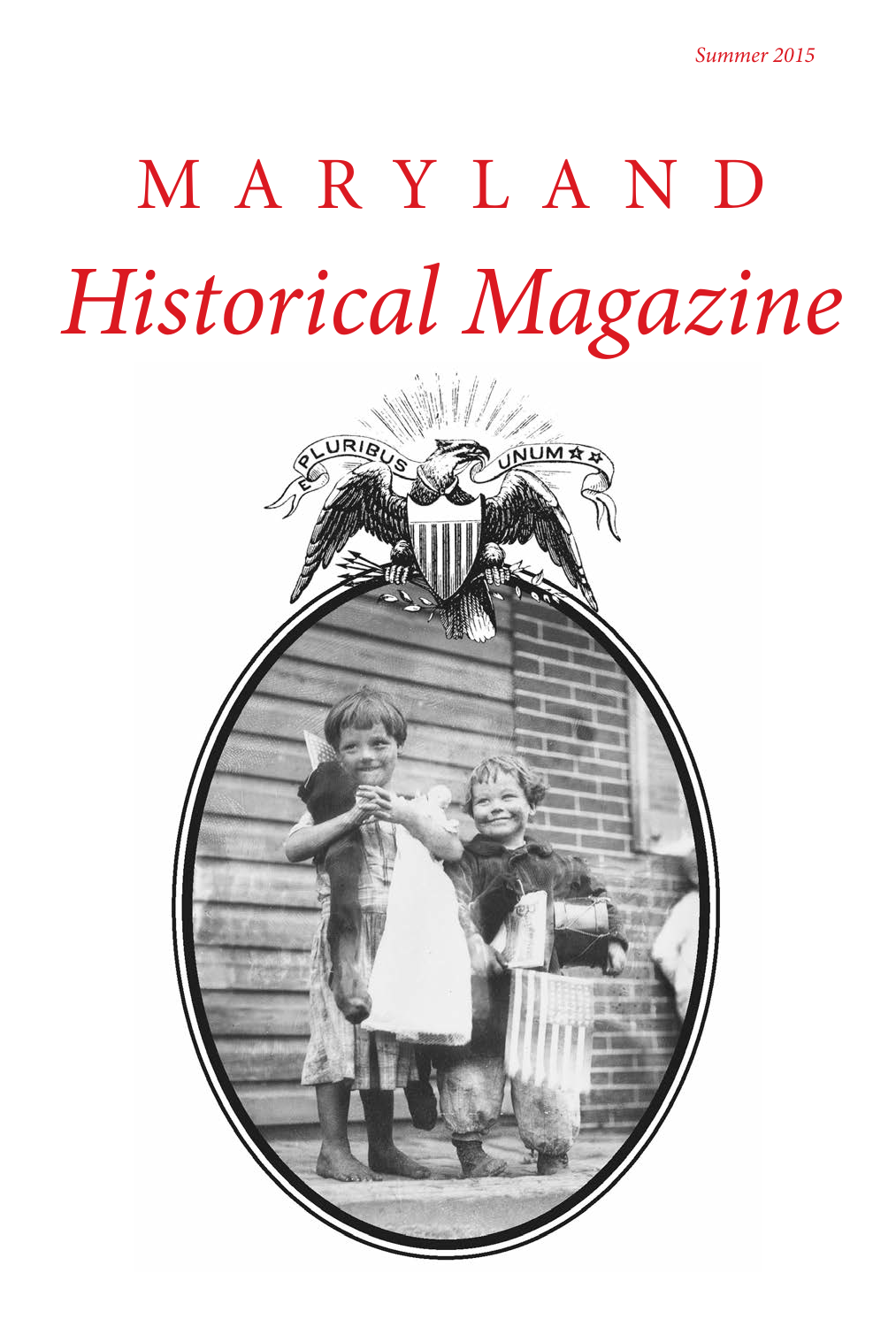Summer 2015

# MARYLAND
# *Historical Magazine*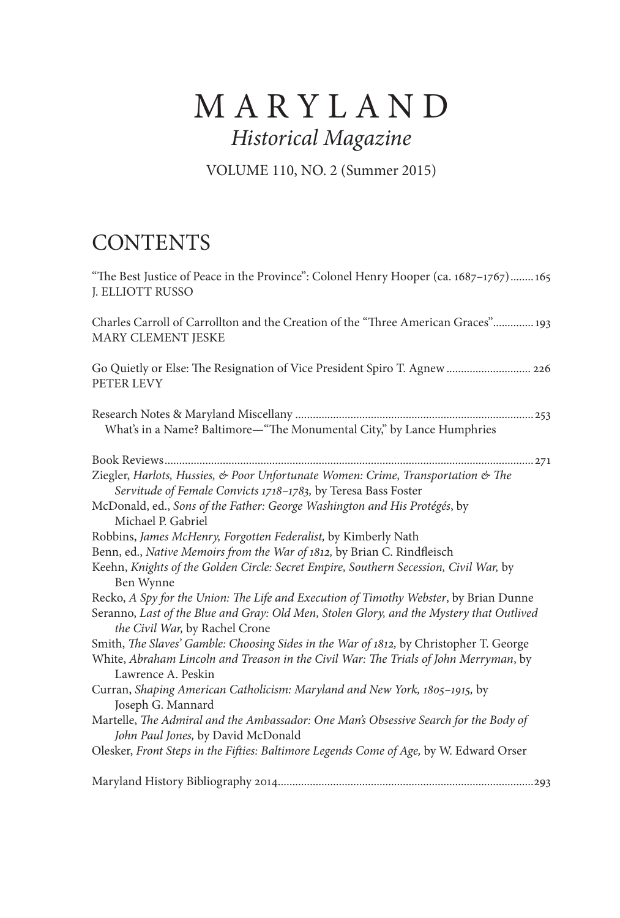# MARYLAND

## *Historical Magazine*

VOLUME 110, NO. 2 (Summer 2015)

## CONTENTS

"The Best Justice of Peace in the Province": Colonel Henry Hooper (ca. 1687–1767)........165
J. ELLIOTT RUSSO

Charles Carroll of Carrollton and the Creation of the "Three American Graces".............193
MARY CLEMENT JESKE

Go Quietly or Else: The Resignation of Vice President Spiro T. Agnew............................226
PETER LEVY

Research Notes & Maryland Miscellany ...........................................................................253
What's in a Name? Baltimore—"The Monumental City," by Lance Humphries

Book Reviews...................................................................................................................271

Ziegler, *Harlots, Hussies, & Poor Unfortunate Women: Crime, Transportation & The Servitude of Female Convicts 1718–1783,* by Teresa Bass Foster

McDonald, ed., *Sons of the Father: George Washington and His Protégés*, by Michael P. Gabriel

Robbins, *James McHenry, Forgotten Federalist,* by Kimberly Nath

Benn, ed., *Native Memoirs from the War of 1812,* by Brian C. Rindfleisch

Keehn, *Knights of the Golden Circle: Secret Empire, Southern Secession, Civil War,* by Ben Wynne

Recko, *A Spy for the Union: The Life and Execution of Timothy Webster*, by Brian Dunne

Seranno, *Last of the Blue and Gray: Old Men, Stolen Glory, and the Mystery that Outlived the Civil War,* by Rachel Crone

Smith, *The Slaves' Gamble: Choosing Sides in the War of 1812,* by Christopher T. George

White, *Abraham Lincoln and Treason in the Civil War: The Trials of John Merryman*, by Lawrence A. Peskin

Curran, *Shaping American Catholicism: Maryland and New York, 1805–1915,* by Joseph G. Mannard

Martelle, *The Admiral and the Ambassador: One Man's Obsessive Search for the Body of John Paul Jones,* by David McDonald

Olesker, *Front Steps in the Fifties: Baltimore Legends Come of Age,* by W. Edward Orser

Maryland History Bibliography 2014.................................................................................293